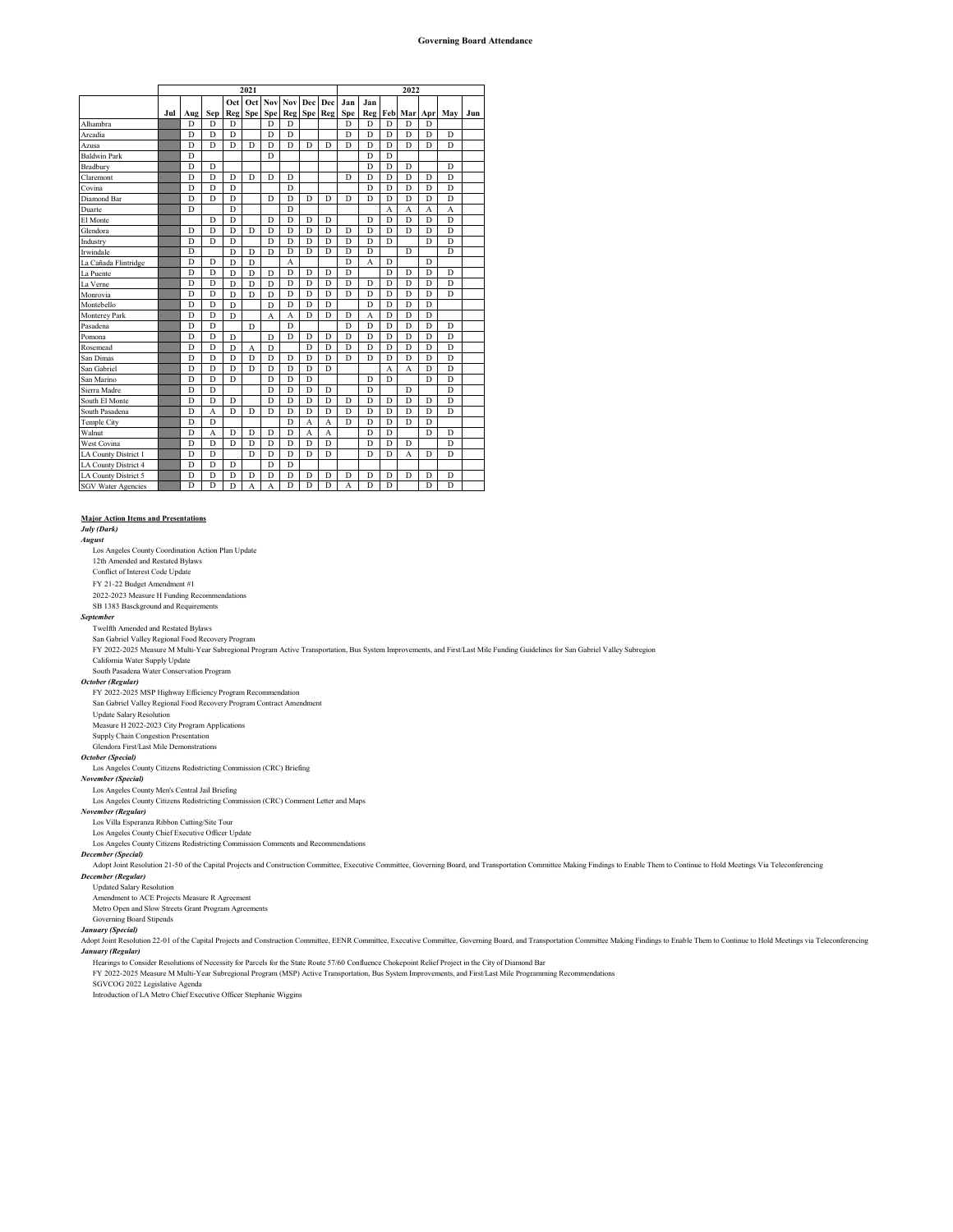# Governing Board Attendance

| | 2021 | | | | | | | | | 2022 | | | | | | |
|---|---|---|---|---|---|---|---|---|---|---|---|---|---|---|---|---|
| | Jul | Aug | Sep | Oct Reg | Oct Spe | Nov Spe | Nov Reg | Dec Spe | Dec Reg | Jan Spe | Jan Reg | Feb | Mar | Apr | May | Jun |
| Alhambra | | D | D | D | | D | D | | | D | D | D | D | D | | |
| Arcadia | | D | D | D | | D | D | | | D | D | D | D | D | D | |
| Azusa | | D | D | D | D | D | D | D | D | D | D | D | D | D | D | |
| Baldwin Park | | D | | | | D | | | | | D | D | | | | |
| Bradbury | | D | D | | | | | | | | D | D | D | | D | |
| Claremont | | D | D | D | D | D | D | | | D | D | D | D | D | D | |
| Covina | | D | D | D | | | D | | | | D | D | D | D | D | |
| Diamond Bar | | D | D | D | | D | D | D | D | D | D | D | D | D | D | |
| Duarte | | D | | D | | | D | | | | | A | A | A | A | |
| El Monte | | | D | D | | D | D | D | D | | D | D | D | D | D | |
| Glendora | | D | D | D | D | D | D | D | D | D | D | D | D | | D | |
| Industry | | D | D | D | | D | D | D | D | D | D | D | | D | D | |
| Irwindale | | D | | D | D | D | D | D | D | D | D | | D | | D | |
| La Cañada Flintridge | | D | D | D | D | | A | | | D | A | D | | D | | |
| La Puente | | D | D | D | D | D | D | D | D | D | | D | D | D | D | |
| La Verne | | D | D | D | D | D | D | D | D | D | D | D | D | D | D | |
| Monrovia | | D | D | D | D | D | D | D | D | D | D | D | D | D | D | |
| Montebello | | D | D | D | | D | D | D | D | | D | D | D | D | | |
| Monterey Park | | D | D | D | | A | A | D | D | D | A | D | D | D | | |
| Pasadena | | D | D | | D | | D | | | D | D | D | D | D | D | |
| Pomona | | D | D | D | | D | D | D | D | D | D | D | D | D | D | |
| Rosemead | | D | D | D | A | D | | D | D | D | D | D | D | D | D | |
| San Dimas | | D | D | D | D | D | D | D | D | D | D | D | D | D | D | |
| San Gabriel | | D | D | D | D | D | D | D | D | | | A | A | D | D | |
| San Marino | | D | D | D | | D | D | D | | | D | D | | D | D | |
| Sierra Madre | | D | D | | | D | D | D | D | | D | | D | | D | |
| South El Monte | | D | D | D | | D | D | D | D | D | D | D | D | D | D | |
| South Pasadena | | D | A | D | D | D | D | D | D | D | D | D | D | D | D | |
| Temple City | | D | D | | | | D | A | A | D | D | D | D | D | | |
| Walnut | | D | A | D | D | D | D | A | A | | D | D | | D | D | |
| West Covina | | D | D | D | D | D | D | D | D | | D | D | D | | D | |
| LA County District 1 | | D | D | | D | D | D | D | D | | D | D | A | D | D | |
| LA County District 4 | | D | D | D | | D | D | | | | | | | | | |
| LA County District 5 | | D | D | D | D | D | D | D | D | D | D | D | D | D | D | |
| SGV Water Agencies | | D | D | D | A | A | D | D | D | A | D | D | | D | D | |

**Major Action Items and Presentations**

***July (Dark)***

***August***

- Los Angeles County Coordination Action Plan Update
- 12th Amended and Restated Bylaws
- Conflict of Interest Code Update
- FY 21-22 Budget Amendment #1
- 2022-2023 Measure H Funding Recommendations
- SB 1383 Basckground and Requirements

***September***

- Twelfth Amended and Restated Bylaws
- San Gabriel Valley Regional Food Recovery Program
- FY 2022-2025 Measure M Multi-Year Subregional Program Active Transportation, Bus System Improvements, and First/Last Mile Funding Guidelines for San Gabriel Valley Subregion
- California Water Supply Update
- South Pasadena Water Conservation Program

***October (Regular)***

- FY 2022-2025 MSP Highway Efficiency Program Recommendation
- San Gabriel Valley Regional Food Recovery Program Contract Amendment
- Update Salary Resolution
- Measure H 2022-2023 City Program Applications
- Supply Chain Congestion Presentation
- Glendora First/Last Mile Demonstrations

***October (Special)***

- Los Angeles County Citizens Redistricting Commission (CRC) Briefing

***November (Special)***

- Los Angeles County Men's Central Jail Briefing
- Los Angeles County Citizens Redistricting Commission (CRC) Comment Letter and Maps

***November (Regular)***

- Los Villa Esperanza Ribbon Cutting/Site Tour
- Los Angeles County Chief Executive Officer Update
- Los Angeles County Citizens Redistricting Commission Comments and Recommendations

***December (Special)***

- Adopt Joint Resolution 21-50 of the Capital Projects and Construction Committee, Executive Committee, Governing Board, and Transportation Committee Making Findings to Enable Them to Continue to Hold Meetings Via Teleconferencing

***December (Regular)***

- Updated Salary Resolution
- Amendment to ACE Projects Measure R Agreement
- Metro Open and Slow Streets Grant Program Agreements
- Governing Board Stipends

***January (Special)***

Adopt Joint Resolution 22-01 of the Capital Projects and Construction Committee, EENR Committee, Executive Committee, Governing Board, and Transportation Committee Making Findings to Enable Them to Continue to Hold Meetings via Teleconferencing

***January (Regular)***

- Hearings to Consider Resolutions of Necessity for Parcels for the State Route 57/60 Confluence Chokepoint Relief Project in the City of Diamond Bar
- FY 2022-2025 Measure M Multi-Year Subregional Program (MSP) Active Transportation, Bus System Improvements, and First/Last Mile Programming Recommendations
- SGVCOG 2022 Legislative Agenda
- Introduction of LA Metro Chief Executive Officer Stephanie Wiggins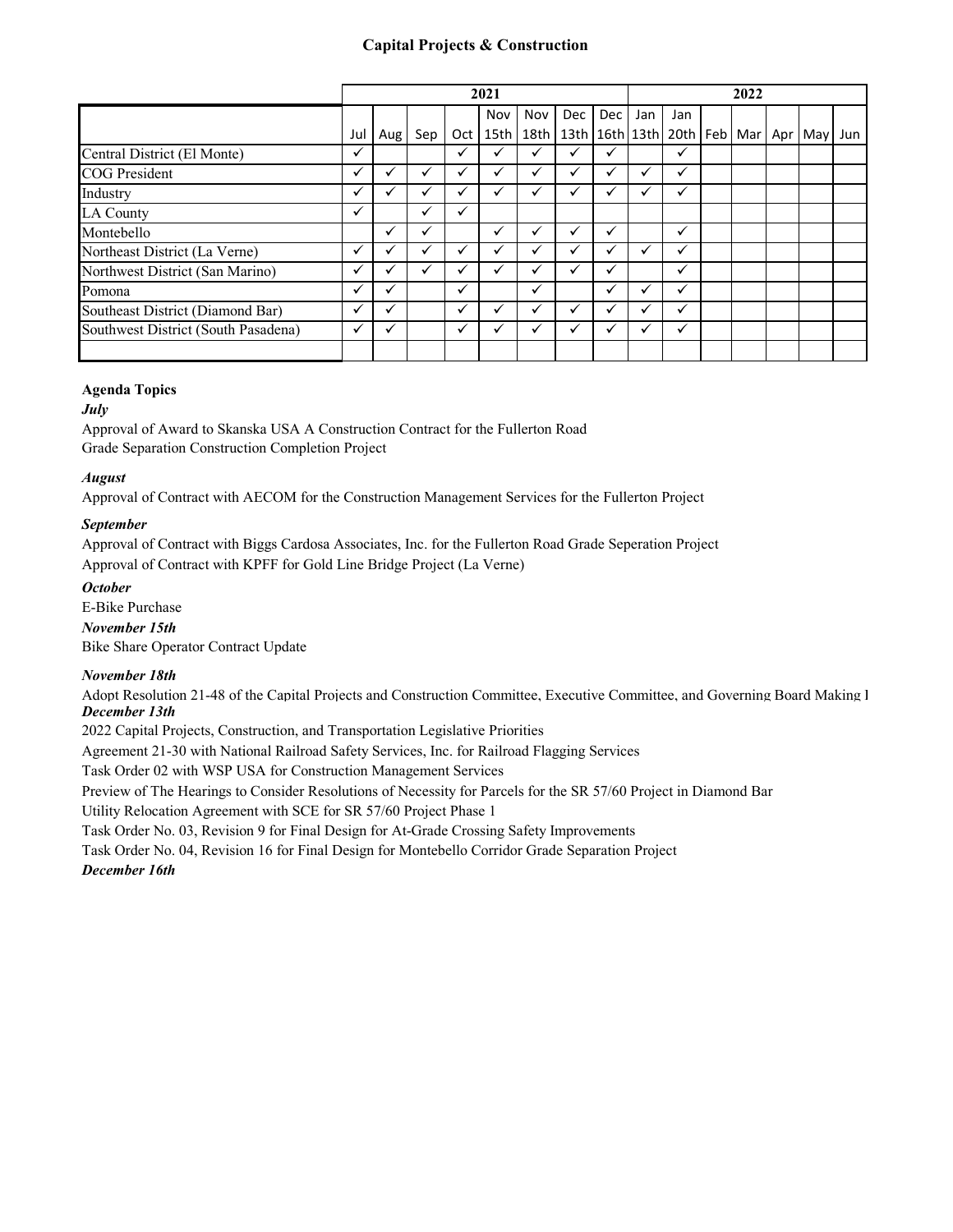## Capital Projects & Construction

| | 2021 | | | | | | | | 2022 | | | | | | |
|---|---|---|---|---|---|---|---|---|---|---|---|---|---|---|---|
| | Jul | Aug | Sep | Oct | Nov 15th | Nov 18th | Dec 13th | Dec 16th | Jan 13th | Jan 20th | Feb | Mar | Apr | May | Jun |
| Central District (El Monte) | ✓ | | | ✓ | ✓ | ✓ | ✓ | ✓ | | ✓ | | | | | |
| COG President | ✓ | ✓ | ✓ | ✓ | ✓ | ✓ | ✓ | ✓ | ✓ | ✓ | | | | | |
| Industry | ✓ | ✓ | ✓ | ✓ | ✓ | ✓ | ✓ | ✓ | ✓ | ✓ | | | | | |
| LA County | ✓ | | ✓ | ✓ | | | | | | | | | | | |
| Montebello | | ✓ | ✓ | | ✓ | ✓ | ✓ | ✓ | | ✓ | | | | | |
| Northeast District (La Verne) | ✓ | ✓ | ✓ | ✓ | ✓ | ✓ | ✓ | ✓ | ✓ | ✓ | | | | | |
| Northwest District (San Marino) | ✓ | ✓ | ✓ | ✓ | ✓ | ✓ | ✓ | ✓ | | ✓ | | | | | |
| Pomona | ✓ | ✓ | | ✓ | | ✓ | | ✓ | ✓ | ✓ | | | | | |
| Southeast District (Diamond Bar) | ✓ | ✓ | | ✓ | ✓ | ✓ | ✓ | ✓ | ✓ | ✓ | | | | | |
| Southwest District (South Pasadena) | ✓ | ✓ | | ✓ | ✓ | ✓ | ✓ | ✓ | ✓ | ✓ | | | | | |
| | | | | | | | | | | | | | | | |

**Agenda Topics**

***July***

Approval of Award to Skanska USA A Construction Contract for the Fullerton Road Grade Separation Construction Completion Project

***August***

Approval of Contract with AECOM for the Construction Management Services for the Fullerton Project

***September***

Approval of Contract with Biggs Cardosa Associates, Inc. for the Fullerton Road Grade Seperation Project

Approval of Contract with KPFF for Gold Line Bridge Project (La Verne)

***October***

E-Bike Purchase

***November 15th***

Bike Share Operator Contract Update

***November 18th***

Adopt Resolution 21-48 of the Capital Projects and Construction Committee, Executive Committee, and Governing Board Making I

***December 13th***

2022 Capital Projects, Construction, and Transportation Legislative Priorities

Agreement 21-30 with National Railroad Safety Services, Inc. for Railroad Flagging Services

Task Order 02 with WSP USA for Construction Management Services

Preview of The Hearings to Consider Resolutions of Necessity for Parcels for the SR 57/60 Project in Diamond Bar

Utility Relocation Agreement with SCE for SR 57/60 Project Phase 1

Task Order No. 03, Revision 9 for Final Design for At-Grade Crossing Safety Improvements

Task Order No. 04, Revision 16 for Final Design for Montebello Corridor Grade Separation Project

***December 16th***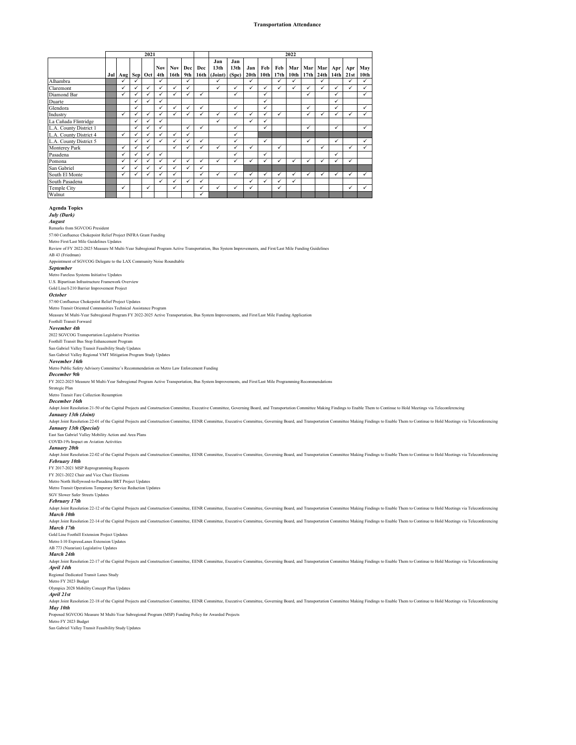**Transportation Attendance**

| | 2021 | | | | | | | | 2022 | | | | | | | | | | |
|---|---|---|---|---|---|---|---|---|---|---|---|---|---|---|---|---|---|---|---|
| | Jul | Aug | Sep | Oct | Nov 4th | Nov 16th | Dec 9th | Dec 16th | Jan 13th (Joint) | Jan 13th (Spe) | Jan 20th | Feb 10th | Feb 17th | Mar 10th | Mar 17th | Mar 24th | Apr 14th | Apr 21st | May 10th |
| Alhambra | | ✓ | ✓ | | ✓ | | ✓ | | ✓ | | ✓ | | ✓ | ✓ | | ✓ | | ✓ | ✓ |
| Claremont | | ✓ | ✓ | ✓ | ✓ | ✓ | ✓ | | ✓ | ✓ | ✓ | ✓ | ✓ | ✓ | ✓ | ✓ | ✓ | ✓ | ✓ |
| Diamond Bar | | ✓ | ✓ | ✓ | ✓ | ✓ | ✓ | ✓ | | ✓ | | ✓ | | | ✓ | | ✓ | | ✓ |
| Duarte | | | ✓ | ✓ | ✓ | | | | | | | ✓ | | | | | ✓ | | |
| Glendora | | | ✓ | | ✓ | ✓ | ✓ | ✓ | | ✓ | | ✓ | | | ✓ | | ✓ | | ✓ |
| Industry | | ✓ | ✓ | ✓ | ✓ | ✓ | ✓ | ✓ | ✓ | ✓ | ✓ | ✓ | ✓ | | ✓ | ✓ | ✓ | ✓ | ✓ |
| La Cañada Flintridge | | | ✓ | ✓ | ✓ | | | | ✓ | | ✓ | ✓ | | | | | | | |
| L.A. County District 1 | | | ✓ | ✓ | ✓ | | ✓ | ✓ | | ✓ | | ✓ | | | ✓ | | ✓ | | ✓ |
| L.A. County District 4 | | ✓ | ✓ | ✓ | ✓ | ✓ | ✓ | | | ✓ | | | | | | | | | |
| L.A. County District 5 | | | ✓ | ✓ | ✓ | ✓ | ✓ | ✓ | | ✓ | | ✓ | | | ✓ | | ✓ | | ✓ |
| Monterey Park | | ✓ | ✓ | ✓ | | ✓ | ✓ | ✓ | ✓ | ✓ | ✓ | | ✓ | | | ✓ | | ✓ | ✓ |
| Pasadena | | ✓ | ✓ | ✓ | ✓ | | | | | ✓ | | ✓ | | | | | ✓ | | |
| Pomona | | ✓ | ✓ | ✓ | ✓ | ✓ | ✓ | ✓ | ✓ | ✓ | ✓ | ✓ | ✓ | ✓ | ✓ | ✓ | ✓ | ✓ | |
| San Gabriel | | ✓ | ✓ | ✓ | ✓ | ✓ | ✓ | ✓ | | | | | | | | | | | |
| South El Monte | | ✓ | ✓ | ✓ | ✓ | ✓ | | ✓ | ✓ | ✓ | ✓ | ✓ | ✓ | ✓ | ✓ | ✓ | ✓ | ✓ | ✓ |
| South Pasadena | | | | | ✓ | ✓ | ✓ | ✓ | | | ✓ | ✓ | ✓ | ✓ | | | | | |
| Temple City | | ✓ | | ✓ | | ✓ | | ✓ | ✓ | ✓ | ✓ | | ✓ | | | | | ✓ | ✓ |
| Walnut | | | | | | | | ✓ | | | | | | | | | | | |

**Agenda Topics**

***July (Dark)***

***August***

Remarks from SGVCOG President

57/60 Confluence Chokepoint Relief Project INFRA Grant Funding

Metro First/Last Mile Guidelines Updates

Review of FY 2022-2025 Measure M Multi-Year Subregional Program Active Transportation, Bus System Improvements, and First/Last Mile Funding Guidelines

AB 43 (Friedman)

Appointment of SGVCOG Delegate to the LAX Community Noise Roundtable

***September***

Metro Fareless Systems Initiative Updates

U.S. Bipartisan Infrastructure Framework Overview

Gold Line/I-210 Barrier Improvement Project

***October***

57/60 Confluence Chokepoint Relief Project Updates

Metro Transit Oriented Communities Technical Assistance Program

Measure M Multi-Year Subregional Program FY 2022-2025 Active Transportation, Bus System Improvements, and First/Last Mile Funding Application

Foothill Transit Forward

***November 4th***

2022 SGVCOG Transportation Legislative Priorities

Foothill Transit Bus Stop Enhancement Program

San Gabriel Valley Transit Feasibility Study Updates

San Gabriel Valley Regional VMT Mitigation Program Study Updates

***November 16th***

Metro Public Safety Advisory Committee's Recommendation on Metro Law Enforcement Funding

***December 9th***

FY 2022-2025 Measure M Multi-Year Subregional Program Active Transportation, Bus System Improvements, and First/Last Mile Programming Recommendations

Strategic Plan

Metro Transit Fare Collection Resumption

***December 16th***

Adopt Joint Resolution 21-50 of the Capital Projects and Construction Committee, Executive Committee, Governing Board, and Transportation Committee Making Findings to Enable Them to Continue to Hold Meetings via Teleconferencing

***January 13th (Joint)***

Adopt Joint Resolution 22-01 of the Capital Projects and Construction Committee, EENR Committee, Executive Committee, Governing Board, and Transportation Committee Making Findings to Enable Them to Continue to Hold Meetings via Teleconferencing

***January 13th (Special)***

East San Gabriel Valley Mobility Action and Area Plans

COVID-19's Impact on Aviation Activities

***January 20th***

Adopt Joint Resolution 22-02 of the Capital Projects and Construction Committee, EENR Committee, Executive Committee, Governing Board, and Transportation Committee Making Findings to Enable Them to Continue to Hold Meetings via Teleconferencing

***February 10th***

FY 2017-2021 MSP Reprogramming Requests

FY 2021-2022 Chair and Vice Chair Elections

Metro North Hollywood-to-Pasadena BRT Project Updates

Metro Transit Operations Temporary Service Reduction Updates

SGV Slower Safer Streets Updates

***February 17th***

Adopt Joint Resolution 22-12 of the Capital Projects and Construction Committee, EENR Committee, Executive Committee, Governing Board, and Transportation Committee Making Findings to Enable Them to Continue to Hold Meetings via Teleconferencing

***March 10th***

Adopt Joint Resolution 22-14 of the Capital Projects and Construction Committee, EENR Committee, Executive Committee, Governing Board, and Transportation Committee Making Findings to Enable Them to Continue to Hold Meetings via Teleconferencing

***March 17th***

Gold Line Foothill Extension Project Updates

Metro I-10 ExpressLanes Extension Updates

AB 773 (Nazarian) Legislative Updates

***March 24th***

Adopt Joint Resolution 22-17 of the Capital Projects and Construction Committee, EENR Committee, Executive Committee, Governing Board, and Transportation Committee Making Findings to Enable Them to Continue to Hold Meetings via Teleconferencing

***April 14th***

Regional Dedicated Transit Lanes Study

Metro FY 2023 Budget

Olympics 2028 Mobility Concept Plan Updates

***April 21st***

Adopt Joint Resolution 22-18 of the Capital Projects and Construction Committee, EENR Committee, Executive Committee, Governing Board, and Transportation Committee Making Findings to Enable Them to Continue to Hold Meetings via Teleconferencing

***May 10th***

Proposed SGVCOG Measure M Multi-Year Subregional Program (MSP) Funding Policy for Awarded Projects

Metro FY 2023 Budget

San Gabriel Valley Transit Feasibility Study Updates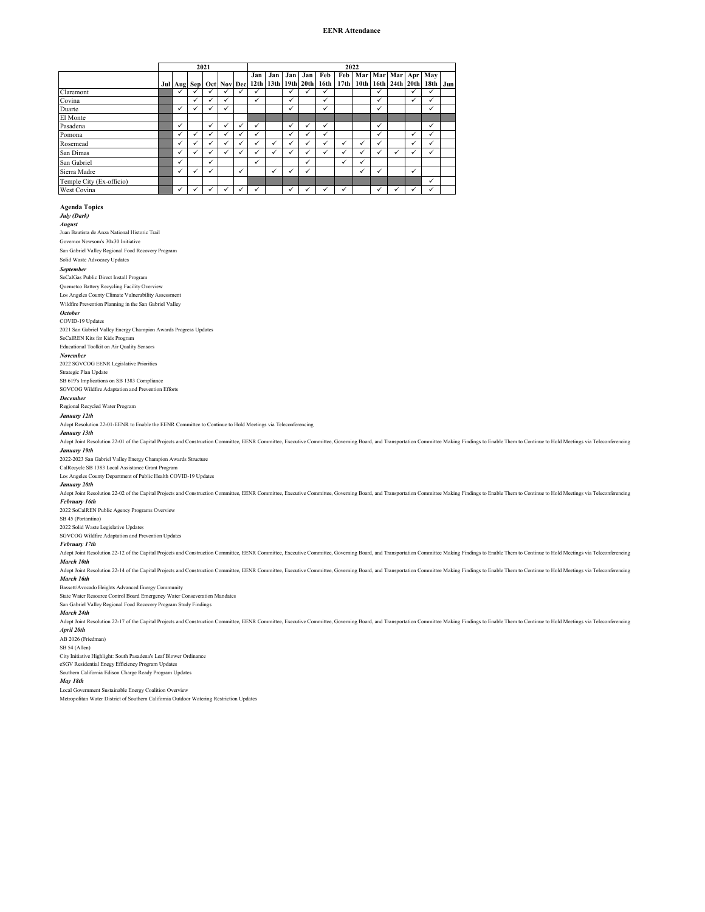# EENR Attendance

| | 2021 | | | | | | 2022 | | | | | | | | | | | |
|---|---|---|---|---|---|---|---|---|---|---|---|---|---|---|---|---|---|---|
| | Jul | Aug | Sep | Oct | Nov | Dec | Jan 12th | Jan 13th | Jan 19th | Jan 20th | Feb 16th | Feb 17th | Mar 10th | Mar 16th | Mar 24th | Apr 20th | May 18th | Jun |
| Claremont | | ✓ | ✓ | ✓ | ✓ | ✓ | ✓ | | ✓ | ✓ | ✓ | | | ✓ | | ✓ | ✓ | |
| Covina | | | ✓ | ✓ | ✓ | | ✓ | | ✓ | | ✓ | | | ✓ | | ✓ | ✓ | |
| Duarte | | ✓ | ✓ | ✓ | ✓ | | | | ✓ | | ✓ | | | ✓ | | | ✓ | |
| El Monte | | | | | | | | | | | | | | | | | | |
| Pasadena | | ✓ | | ✓ | ✓ | ✓ | ✓ | | ✓ | ✓ | ✓ | | | ✓ | | | ✓ | |
| Pomona | | ✓ | ✓ | ✓ | ✓ | ✓ | ✓ | | ✓ | ✓ | ✓ | | | ✓ | | ✓ | ✓ | |
| Rosemead | | ✓ | ✓ | ✓ | ✓ | ✓ | ✓ | ✓ | ✓ | ✓ | ✓ | ✓ | ✓ | ✓ | | ✓ | ✓ | |
| San Dimas | | ✓ | ✓ | ✓ | ✓ | ✓ | ✓ | ✓ | ✓ | ✓ | ✓ | ✓ | ✓ | ✓ | ✓ | ✓ | ✓ | |
| San Gabriel | | ✓ | | ✓ | | | ✓ | | | ✓ | | ✓ | ✓ | | | | | |
| Sierra Madre | | ✓ | ✓ | ✓ | | ✓ | | ✓ | ✓ | ✓ | | | ✓ | ✓ | | ✓ | | |
| Temple City (Ex-officio) | | | | | | | | | | | | | | | | | ✓ | |
| West Covina | | ✓ | ✓ | ✓ | ✓ | ✓ | ✓ | | ✓ | ✓ | ✓ | ✓ | | ✓ | ✓ | ✓ | ✓ | |

**Agenda Topics**

***July (Dark)***

***August***

Juan Bautista de Anza National Historic Trail

Governor Newsom's 30x30 Initiative

San Gabriel Valley Regional Food Recovery Program

Solid Waste Advocacy Updates

***September***

SoCalGas Public Direct Install Program

Quemetco Battery Recycling Facility Overview

Los Angeles County Climate Vulnerability Assessment

Wildfire Prevention Planning in the San Gabriel Valley

***October***

COVID-19 Updates

2021 San Gabriel Valley Energy Champion Awards Progress Updates

SoCalREN Kits for Kids Program

Educational Toolkit on Air Quality Sensors

***November***

2022 SGVCOG EENR Legislative Priorities

Strategic Plan Update

SB 619's Implications on SB 1383 Compliance

SGVCOG Wildfire Adaptation and Prevention Efforts

***December***

Regional Recycled Water Program

***January 12th***

Adopt Resolution 22-01-EENR to Enable the EENR Committee to Continue to Hold Meetings via Teleconferencing

***January 13th***

Adopt Joint Resolution 22-01 of the Capital Projects and Construction Committee, EENR Committee, Executive Committee, Governing Board, and Transportation Committee Making Findings to Enable Them to Continue to Hold Meetings via Teleconferencing

***January 19th***

2022-2023 San Gabriel Valley Energy Champion Awards Structure

CalRecycle SB 1383 Local Assistance Grant Program

Los Angeles County Department of Public Health COVID-19 Updates

***January 20th***

Adopt Joint Resolution 22-02 of the Capital Projects and Construction Committee, EENR Committee, Executive Committee, Governing Board, and Transportation Committee Making Findings to Enable Them to Continue to Hold Meetings via Teleconferencing

***February 16th***

2022 SoCalREN Public Agency Programs Overview

SB 45 (Portantino)

2022 Solid Waste Legislative Updates

SGVCOG Wildfire Adaptation and Prevention Updates

***February 17th***

Adopt Joint Resolution 22-12 of the Capital Projects and Construction Committee, EENR Committee, Executive Committee, Governing Board, and Transportation Committee Making Findings to Enable Them to Continue to Hold Meetings via Teleconferencing

***March 10th***

Adopt Joint Resolution 22-14 of the Capital Projects and Construction Committee, EENR Committee, Executive Committee, Governing Board, and Transportation Committee Making Findings to Enable Them to Continue to Hold Meetings via Teleconferencing

***March 16th***

Bassett/Avocado Heights Advanced Energy Community

State Water Resource Control Board Emergency Water Conseveration Mandates

San Gabriel Valley Regional Food Recovery Program Study Findings

***March 24th***

Adopt Joint Resolution 22-17 of the Capital Projects and Construction Committee, EENR Committee, Executive Committee, Governing Board, and Transportation Committee Making Findings to Enable Them to Continue to Hold Meetings via Teleconferencing

***April 20th***

AB 2026 (Friedman)

SB 54 (Allen)

City Initiative Highlight: South Pasadena's Leaf Blower Ordinance

eSGV Residential Enegy Efficiency Program Updates

Southern California Edison Charge Ready Program Updates

***May 18th***

Local Government Sustainable Energy Coalition Overview

Metropolitan Water District of Southern California Outdoor Watering Restriction Updates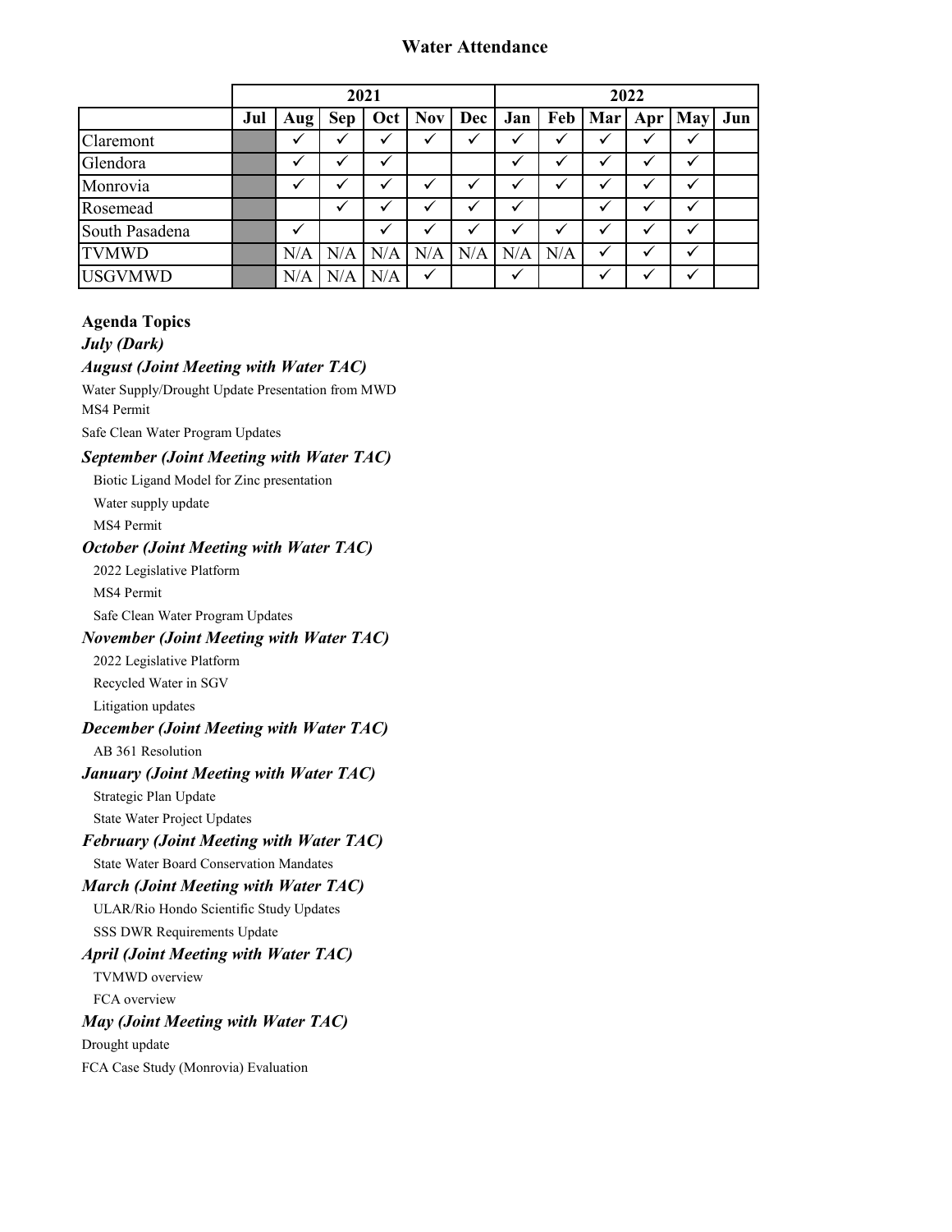## Water Attendance

| | 2021 | | | | | | 2022 | | | | | |
|---|---|---|---|---|---|---|---|---|---|---|---|---|
| | Jul | Aug | Sep | Oct | Nov | Dec | Jan | Feb | Mar | Apr | May | Jun |
| Claremont | | ✓ | ✓ | ✓ | ✓ | ✓ | ✓ | ✓ | ✓ | ✓ | ✓ | |
| Glendora | | ✓ | ✓ | ✓ | | | ✓ | ✓ | ✓ | ✓ | ✓ | |
| Monrovia | | ✓ | ✓ | ✓ | ✓ | ✓ | ✓ | ✓ | ✓ | ✓ | ✓ | |
| Rosemead | | | ✓ | ✓ | ✓ | ✓ | ✓ | | ✓ | ✓ | ✓ | |
| South Pasadena | | ✓ | | ✓ | ✓ | ✓ | ✓ | ✓ | ✓ | ✓ | ✓ | |
| TVMWD | | N/A | N/A | N/A | N/A | N/A | N/A | N/A | ✓ | ✓ | ✓ | |
| USGVMWD | | N/A | N/A | N/A | ✓ | | ✓ | | ✓ | ✓ | ✓ | |

### Agenda Topics

***July (Dark)***

***August (Joint Meeting with Water TAC)***

Water Supply/Drought Update Presentation from MWD

MS4 Permit

Safe Clean Water Program Updates

***September (Joint Meeting with Water TAC)***

Biotic Ligand Model for Zinc presentation

Water supply update

MS4 Permit

***October (Joint Meeting with Water TAC)***

2022 Legislative Platform

MS4 Permit

Safe Clean Water Program Updates

***November (Joint Meeting with Water TAC)***

2022 Legislative Platform

Recycled Water in SGV

Litigation updates

***December (Joint Meeting with Water TAC)***

AB 361 Resolution

***January (Joint Meeting with Water TAC)***

Strategic Plan Update

State Water Project Updates

***February (Joint Meeting with Water TAC)***

State Water Board Conservation Mandates

***March (Joint Meeting with Water TAC)***

ULAR/Rio Hondo Scientific Study Updates

SSS DWR Requirements Update

***April (Joint Meeting with Water TAC)***

TVMWD overview

FCA overview

***May (Joint Meeting with Water TAC)***

Drought update

FCA Case Study (Monrovia) Evaluation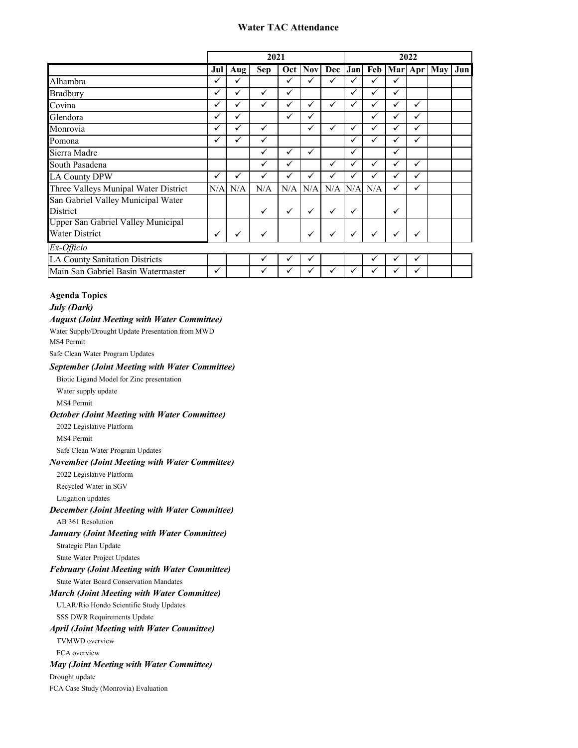## Water TAC Attendance

| | 2021 | | | | | | 2022 | | | | | |
|---|---|---|---|---|---|---|---|---|---|---|---|---|
| | Jul | Aug | Sep | Oct | Nov | Dec | Jan | Feb | Mar | Apr | May | Jun |
| Alhambra | ✓ | ✓ | | ✓ | ✓ | ✓ | ✓ | ✓ | ✓ | | | |
| Bradbury | ✓ | ✓ | ✓ | ✓ | | | ✓ | ✓ | ✓ | | | |
| Covina | ✓ | ✓ | ✓ | ✓ | ✓ | ✓ | ✓ | ✓ | ✓ | ✓ | | |
| Glendora | ✓ | ✓ | | ✓ | ✓ | | | ✓ | ✓ | ✓ | | |
| Monrovia | ✓ | ✓ | ✓ | | ✓ | ✓ | ✓ | ✓ | ✓ | ✓ | | |
| Pomona | ✓ | ✓ | ✓ | | | | ✓ | ✓ | ✓ | ✓ | | |
| Sierra Madre | | | ✓ | ✓ | ✓ | | ✓ | | ✓ | | | |
| South Pasadena | | | ✓ | ✓ | | ✓ | ✓ | ✓ | ✓ | ✓ | | |
| LA County DPW | ✓ | ✓ | ✓ | ✓ | ✓ | ✓ | ✓ | ✓ | ✓ | ✓ | | |
| Three Valleys Munipal Water District | N/A | N/A | N/A | N/A | N/A | N/A | N/A | N/A | ✓ | ✓ | | |
| San Gabriel Valley Municipal Water District | | | ✓ | ✓ | ✓ | ✓ | ✓ | | ✓ | | | |
| Upper San Gabriel Valley Municipal Water District | ✓ | ✓ | ✓ | | ✓ | ✓ | ✓ | ✓ | ✓ | ✓ | | |
| *Ex-Officio* | | | | | | | | | | | | |
| LA County Sanitation Districts | | | ✓ | ✓ | ✓ | | | ✓ | ✓ | ✓ | | |
| Main San Gabriel Basin Watermaster | ✓ | | ✓ | ✓ | ✓ | ✓ | ✓ | ✓ | ✓ | ✓ | | |

**Agenda Topics**

***July (Dark)***

***August (Joint Meeting with Water Committee)***

Water Supply/Drought Update Presentation from MWD
MS4 Permit
Safe Clean Water Program Updates

***September (Joint Meeting with Water Committee)***

Biotic Ligand Model for Zinc presentation
Water supply update
MS4 Permit

***October (Joint Meeting with Water Committee)***

2022 Legislative Platform
MS4 Permit
Safe Clean Water Program Updates

***November (Joint Meeting with Water Committee)***

2022 Legislative Platform
Recycled Water in SGV
Litigation updates

***December (Joint Meeting with Water Committee)***

AB 361 Resolution

***January (Joint Meeting with Water Committee)***

Strategic Plan Update
State Water Project Updates

***February (Joint Meeting with Water Committee)***

State Water Board Conservation Mandates

***March (Joint Meeting with Water Committee)***

ULAR/Rio Hondo Scientific Study Updates
SSS DWR Requirements Update

***April (Joint Meeting with Water Committee)***

TVMWD overview
FCA overview

***May (Joint Meeting with Water Committee)***

Drought update
FCA Case Study (Monrovia) Evaluation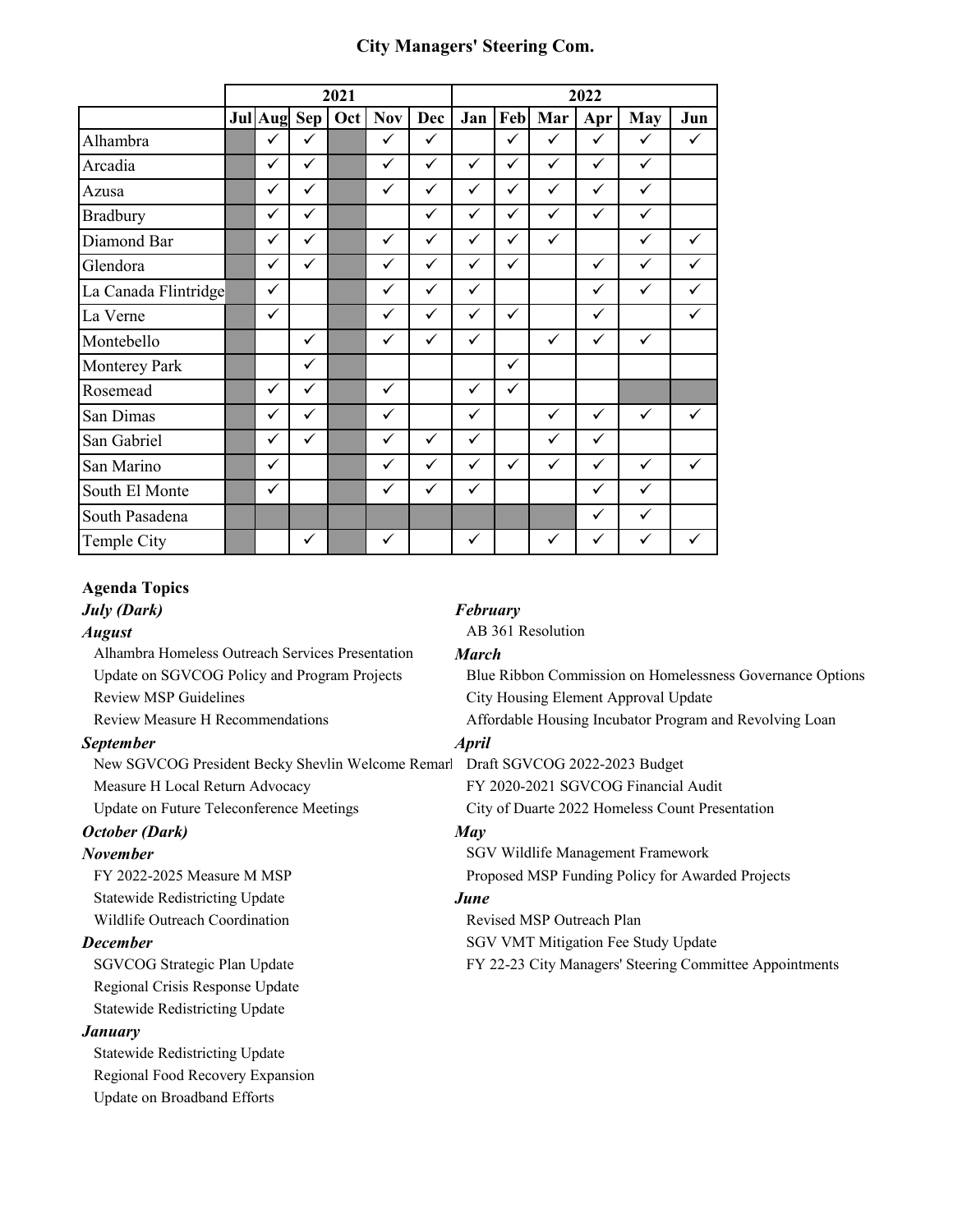## City Managers' Steering Com.

| | 2021 | | | | | | 2022 | | | | | |
|---|---|---|---|---|---|---|---|---|---|---|---|---|
| | Jul | Aug | Sep | Oct | Nov | Dec | Jan | Feb | Mar | Apr | May | Jun |
| Alhambra | | ✓ | ✓ | | ✓ | ✓ | | ✓ | ✓ | ✓ | ✓ | ✓ |
| Arcadia | | ✓ | ✓ | | ✓ | ✓ | ✓ | ✓ | ✓ | ✓ | ✓ | |
| Azusa | | ✓ | ✓ | | ✓ | ✓ | ✓ | ✓ | ✓ | ✓ | ✓ | |
| Bradbury | | ✓ | ✓ | | | ✓ | ✓ | ✓ | ✓ | ✓ | ✓ | |
| Diamond Bar | | ✓ | ✓ | | ✓ | ✓ | ✓ | ✓ | ✓ | | ✓ | ✓ |
| Glendora | | ✓ | ✓ | | ✓ | ✓ | ✓ | ✓ | | ✓ | ✓ | ✓ |
| La Canada Flintridge | | ✓ | | | ✓ | ✓ | ✓ | | | ✓ | ✓ | ✓ |
| La Verne | | ✓ | | | ✓ | ✓ | ✓ | ✓ | | ✓ | | ✓ |
| Montebello | | | ✓ | | ✓ | ✓ | ✓ | | ✓ | ✓ | ✓ | |
| Monterey Park | | | ✓ | | | | | ✓ | | | | |
| Rosemead | | ✓ | ✓ | | ✓ | | ✓ | ✓ | | | | |
| San Dimas | | ✓ | ✓ | | ✓ | | ✓ | | ✓ | ✓ | ✓ | ✓ |
| San Gabriel | | ✓ | ✓ | | ✓ | ✓ | ✓ | | ✓ | ✓ | | |
| San Marino | | ✓ | | | ✓ | ✓ | ✓ | ✓ | ✓ | ✓ | ✓ | ✓ |
| South El Monte | | ✓ | | | ✓ | ✓ | ✓ | | | ✓ | ✓ | |
| South Pasadena | | | | | | | | | | ✓ | ✓ | |
| Temple City | | | ✓ | | ✓ | | ✓ | | ✓ | ✓ | ✓ | ✓ |

### Agenda Topics

***July (Dark)***

***August***

- Alhambra Homeless Outreach Services Presentation
- Update on SGVCOG Policy and Program Projects
- Review MSP Guidelines
- Review Measure H Recommendations

***September***

- New SGVCOG President Becky Shevlin Welcome Remarl
- Measure H Local Return Advocacy
- Update on Future Teleconference Meetings

***October (Dark)***

***November***

- FY 2022-2025 Measure M MSP
- Statewide Redistricting Update
- Wildlife Outreach Coordination

***December***

- SGVCOG Strategic Plan Update
- Regional Crisis Response Update
- Statewide Redistricting Update

***January***

- Statewide Redistricting Update
- Regional Food Recovery Expansion
- Update on Broadband Efforts

***February***

- AB 361 Resolution

***March***

- Blue Ribbon Commission on Homelessness Governance Options
- City Housing Element Approval Update
- Affordable Housing Incubator Program and Revolving Loan

***April***

- Draft SGVCOG 2022-2023 Budget
- FY 2020-2021 SGVCOG Financial Audit
- City of Duarte 2022 Homeless Count Presentation

***May***

- SGV Wildlife Management Framework
- Proposed MSP Funding Policy for Awarded Projects

***June***

- Revised MSP Outreach Plan
- SGV VMT Mitigation Fee Study Update
- FY 22-23 City Managers' Steering Committee Appointments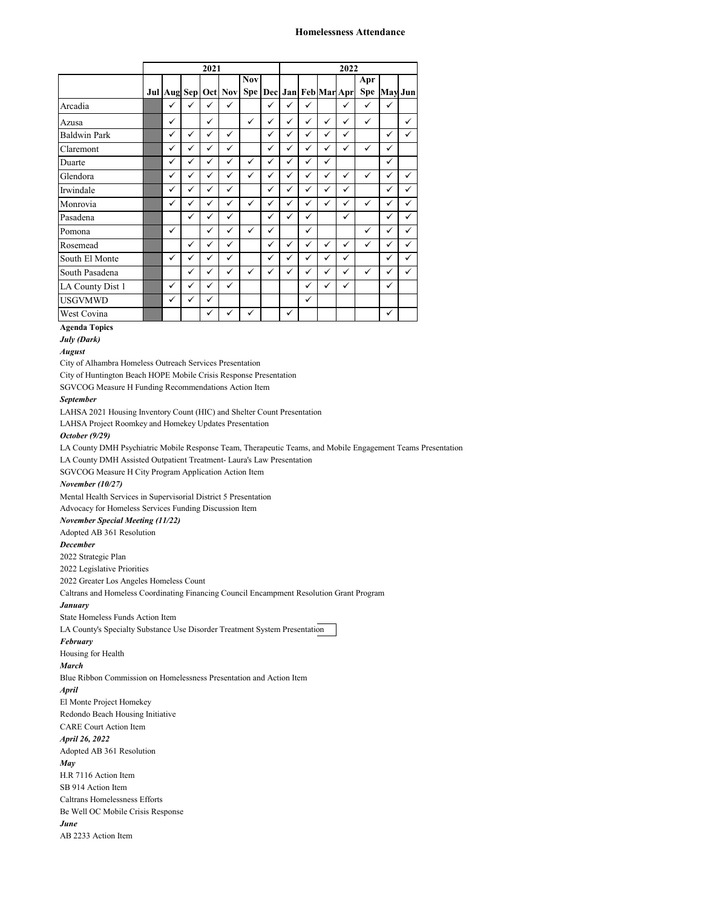# Homelessness Attendance

| | 2021 | | | | | | | 2022 | | | | | | |
|---|---|---|---|---|---|---|---|---|---|---|---|---|---|---|
| | Jul | Aug | Sep | Oct | Nov | Nov Spe | Dec | Jan | Feb | Mar | Apr | Apr Spe | May | Jun |
| Arcadia | | ✓ | ✓ | ✓ | ✓ | | ✓ | ✓ | ✓ | | ✓ | ✓ | ✓ | |
| Azusa | | ✓ | | ✓ | | ✓ | ✓ | ✓ | ✓ | ✓ | ✓ | ✓ | | ✓ |
| Baldwin Park | | ✓ | ✓ | ✓ | ✓ | | ✓ | ✓ | ✓ | ✓ | ✓ | | ✓ | ✓ |
| Claremont | | ✓ | ✓ | ✓ | ✓ | | ✓ | ✓ | ✓ | ✓ | ✓ | ✓ | ✓ | |
| Duarte | | ✓ | ✓ | ✓ | ✓ | ✓ | ✓ | ✓ | ✓ | ✓ | | | ✓ | |
| Glendora | | ✓ | ✓ | ✓ | ✓ | ✓ | ✓ | ✓ | ✓ | ✓ | ✓ | ✓ | ✓ | ✓ |
| Irwindale | | ✓ | ✓ | ✓ | ✓ | | ✓ | ✓ | ✓ | ✓ | ✓ | | ✓ | ✓ |
| Monrovia | | ✓ | ✓ | ✓ | ✓ | ✓ | ✓ | ✓ | ✓ | ✓ | ✓ | ✓ | ✓ | ✓ |
| Pasadena | | | ✓ | ✓ | ✓ | | ✓ | ✓ | ✓ | | ✓ | | ✓ | ✓ |
| Pomona | | ✓ | | ✓ | ✓ | ✓ | ✓ | | ✓ | | | ✓ | ✓ | ✓ |
| Rosemead | | | ✓ | ✓ | ✓ | | ✓ | ✓ | ✓ | ✓ | ✓ | ✓ | ✓ | ✓ |
| South El Monte | | ✓ | ✓ | ✓ | ✓ | | ✓ | ✓ | ✓ | ✓ | ✓ | | ✓ | ✓ |
| South Pasadena | | | ✓ | ✓ | ✓ | ✓ | ✓ | ✓ | ✓ | ✓ | ✓ | ✓ | ✓ | ✓ |
| LA County Dist 1 | | ✓ | ✓ | ✓ | ✓ | | | | ✓ | ✓ | ✓ | | ✓ | |
| USGVMWD | | ✓ | ✓ | ✓ | | | | | ✓ | | | | | |
| West Covina | | | | ✓ | ✓ | ✓ | | ✓ | | | | | ✓ | |

**Agenda Topics**

***July (Dark)***

***August***

City of Alhambra Homeless Outreach Services Presentation

City of Huntington Beach HOPE Mobile Crisis Response Presentation

SGVCOG Measure H Funding Recommendations Action Item

***September***

LAHSA 2021 Housing Inventory Count (HIC) and Shelter Count Presentation

LAHSA Project Roomkey and Homekey Updates Presentation

***October (9/29)***

LA County DMH Psychiatric Mobile Response Team, Therapeutic Teams, and Mobile Engagement Teams Presentation

LA County DMH Assisted Outpatient Treatment- Laura's Law Presentation

SGVCOG Measure H City Program Application Action Item

***November (10/27)***

Mental Health Services in Supervisorial District 5 Presentation

Advocacy for Homeless Services Funding Discussion Item

***November Special Meeting (11/22)***

Adopted AB 361 Resolution

***December***

2022 Strategic Plan

2022 Legislative Priorities

2022 Greater Los Angeles Homeless Count

Caltrans and Homeless Coordinating Financing Council Encampment Resolution Grant Program

***January***

State Homeless Funds Action Item

LA County's Specialty Substance Use Disorder Treatment System Presentation

***February***

Housing for Health

***March***

Blue Ribbon Commission on Homelessness Presentation and Action Item

***April***

El Monte Project Homekey

Redondo Beach Housing Initiative

CARE Court Action Item

***April 26, 2022***

Adopted AB 361 Resolution

***May***

H.R 7116 Action Item

SB 914 Action Item

Caltrans Homelessness Efforts

Be Well OC Mobile Crisis Response

***June***

AB 2233 Action Item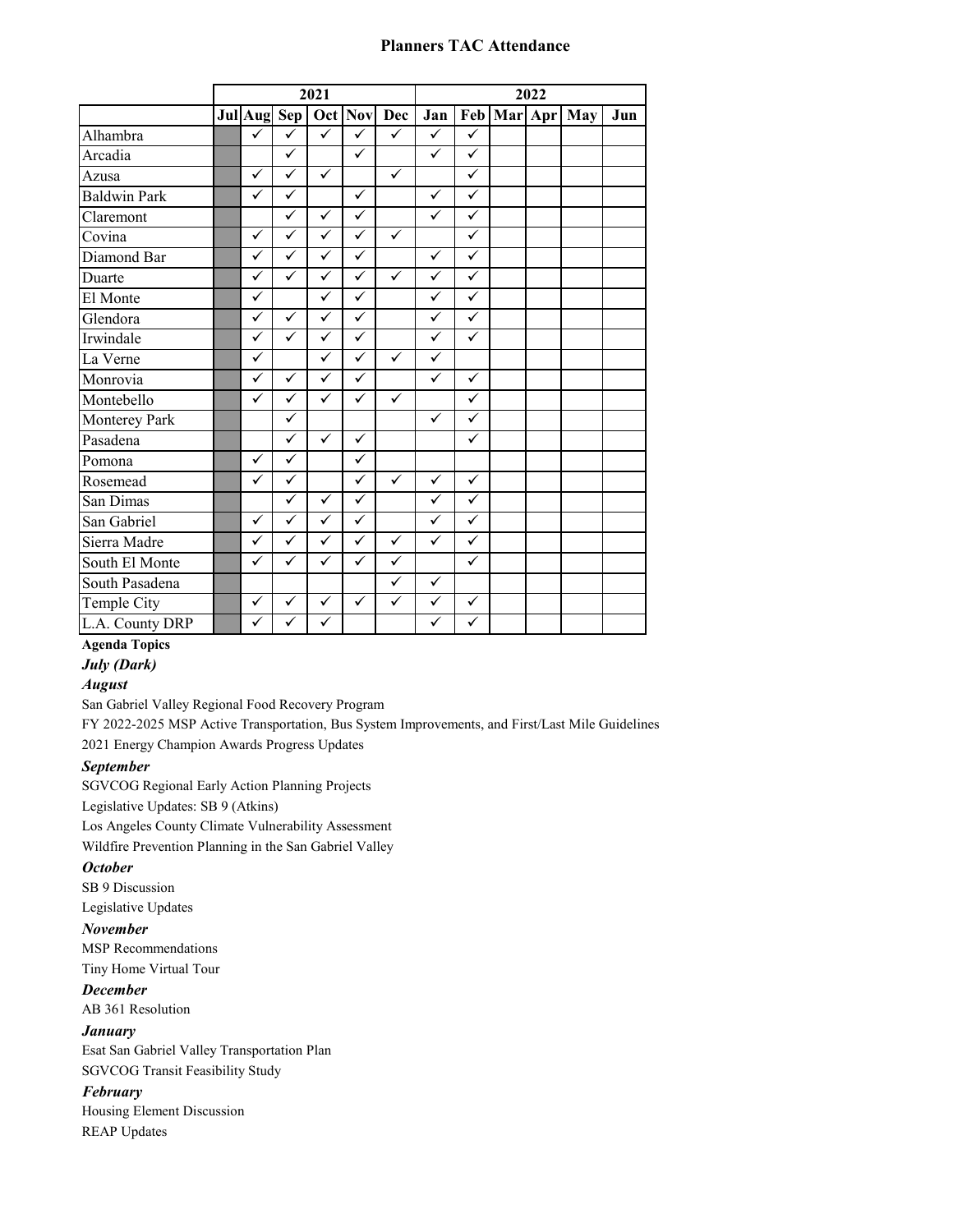# Planners TAC Attendance

| | 2021 | | | | | | 2022 | | | | | |
|---|---|---|---|---|---|---|---|---|---|---|---|---|
| | Jul | Aug | Sep | Oct | Nov | Dec | Jan | Feb | Mar | Apr | May | Jun |
| Alhambra | | ✓ | ✓ | ✓ | ✓ | ✓ | ✓ | ✓ | | | | |
| Arcadia | | | ✓ | | ✓ | | ✓ | ✓ | | | | |
| Azusa | | ✓ | ✓ | ✓ | | ✓ | | ✓ | | | | |
| Baldwin Park | | ✓ | ✓ | | ✓ | | ✓ | ✓ | | | | |
| Claremont | | | ✓ | ✓ | ✓ | | ✓ | ✓ | | | | |
| Covina | | ✓ | ✓ | ✓ | ✓ | ✓ | | ✓ | | | | |
| Diamond Bar | | ✓ | ✓ | ✓ | ✓ | | ✓ | ✓ | | | | |
| Duarte | | ✓ | ✓ | ✓ | ✓ | ✓ | ✓ | ✓ | | | | |
| El Monte | | ✓ | | ✓ | ✓ | | ✓ | ✓ | | | | |
| Glendora | | ✓ | ✓ | ✓ | ✓ | | ✓ | ✓ | | | | |
| Irwindale | | ✓ | ✓ | ✓ | ✓ | | ✓ | ✓ | | | | |
| La Verne | | ✓ | | ✓ | ✓ | ✓ | ✓ | | | | | |
| Monrovia | | ✓ | ✓ | ✓ | ✓ | | ✓ | ✓ | | | | |
| Montebello | | ✓ | ✓ | ✓ | ✓ | ✓ | | ✓ | | | | |
| Monterey Park | | | ✓ | | | | ✓ | ✓ | | | | |
| Pasadena | | | ✓ | ✓ | ✓ | | | ✓ | | | | |
| Pomona | | ✓ | ✓ | | ✓ | | | | | | | |
| Rosemead | | ✓ | ✓ | | ✓ | ✓ | ✓ | ✓ | | | | |
| San Dimas | | | ✓ | ✓ | ✓ | | ✓ | ✓ | | | | |
| San Gabriel | | ✓ | ✓ | ✓ | ✓ | | ✓ | ✓ | | | | |
| Sierra Madre | | ✓ | ✓ | ✓ | ✓ | ✓ | ✓ | ✓ | | | | |
| South El Monte | | ✓ | ✓ | ✓ | ✓ | ✓ | | ✓ | | | | |
| South Pasadena | | | | | | ✓ | ✓ | | | | | |
| Temple City | | ✓ | ✓ | ✓ | ✓ | ✓ | ✓ | ✓ | | | | |
| L.A. County DRP | | ✓ | ✓ | ✓ | | | ✓ | ✓ | | | | |

**Agenda Topics**

***July (Dark)***

***August***

San Gabriel Valley Regional Food Recovery Program

FY 2022-2025 MSP Active Transportation, Bus System Improvements, and First/Last Mile Guidelines

2021 Energy Champion Awards Progress Updates

***September***

SGVCOG Regional Early Action Planning Projects

Legislative Updates: SB 9 (Atkins)

Los Angeles County Climate Vulnerability Assessment

Wildfire Prevention Planning in the San Gabriel Valley

***October***

SB 9 Discussion

Legislative Updates

***November***

MSP Recommendations

Tiny Home Virtual Tour

***December***

AB 361 Resolution

***January***

Esat San Gabriel Valley Transportation Plan

SGVCOG Transit Feasibility Study

***February***

Housing Element Discussion

REAP Updates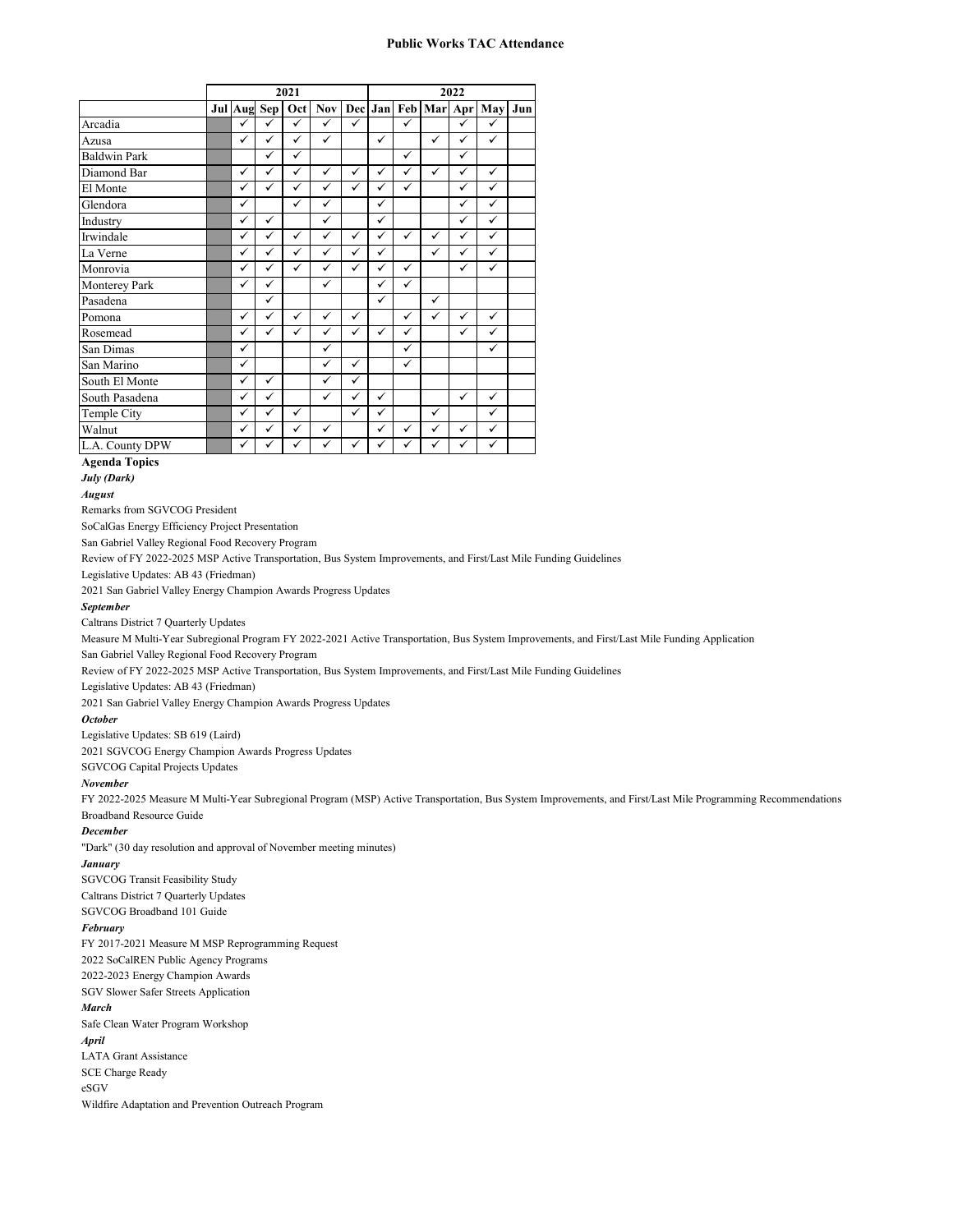## Public Works TAC Attendance

| | 2021 | | | | | | 2022 | | | | | |
|---|---|---|---|---|---|---|---|---|---|---|---|---|
| | Jul | Aug | Sep | Oct | Nov | Dec | Jan | Feb | Mar | Apr | May | Jun |
| Arcadia | | ✓ | ✓ | ✓ | ✓ | ✓ | | ✓ | | ✓ | ✓ | |
| Azusa | | ✓ | ✓ | ✓ | ✓ | | ✓ | | ✓ | ✓ | ✓ | |
| Baldwin Park | | | ✓ | ✓ | | | | ✓ | | ✓ | | |
| Diamond Bar | | ✓ | ✓ | ✓ | ✓ | ✓ | ✓ | ✓ | ✓ | ✓ | ✓ | |
| El Monte | | ✓ | ✓ | ✓ | ✓ | ✓ | ✓ | ✓ | | ✓ | ✓ | |
| Glendora | | ✓ | | ✓ | ✓ | | ✓ | | | ✓ | ✓ | |
| Industry | | ✓ | ✓ | | ✓ | | ✓ | | | ✓ | ✓ | |
| Irwindale | | ✓ | ✓ | ✓ | ✓ | ✓ | ✓ | ✓ | ✓ | ✓ | ✓ | |
| La Verne | | ✓ | ✓ | ✓ | ✓ | ✓ | ✓ | | ✓ | ✓ | ✓ | |
| Monrovia | | ✓ | ✓ | ✓ | ✓ | ✓ | ✓ | ✓ | | ✓ | ✓ | |
| Monterey Park | | ✓ | ✓ | | ✓ | | ✓ | ✓ | | | | |
| Pasadena | | | ✓ | | | | ✓ | | ✓ | | | |
| Pomona | | ✓ | ✓ | ✓ | ✓ | ✓ | | ✓ | ✓ | ✓ | ✓ | |
| Rosemead | | ✓ | ✓ | ✓ | ✓ | ✓ | ✓ | ✓ | | ✓ | ✓ | |
| San Dimas | | ✓ | | | ✓ | | | ✓ | | | ✓ | |
| San Marino | | ✓ | | | ✓ | ✓ | | ✓ | | | | |
| South El Monte | | ✓ | ✓ | | ✓ | ✓ | | | | | | |
| South Pasadena | | ✓ | ✓ | | ✓ | ✓ | ✓ | | | ✓ | ✓ | |
| Temple City | | ✓ | ✓ | ✓ | | ✓ | ✓ | | ✓ | | ✓ | |
| Walnut | | ✓ | ✓ | ✓ | ✓ | | ✓ | ✓ | ✓ | ✓ | ✓ | |
| L.A. County DPW | | ✓ | ✓ | ✓ | ✓ | ✓ | ✓ | ✓ | ✓ | ✓ | ✓ | |

**Agenda Topics**

***July (Dark)***

***August***

Remarks from SGVCOG President

SoCalGas Energy Efficiency Project Presentation

San Gabriel Valley Regional Food Recovery Program

Review of FY 2022-2025 MSP Active Transportation, Bus System Improvements, and First/Last Mile Funding Guidelines

Legislative Updates: AB 43 (Friedman)

2021 San Gabriel Valley Energy Champion Awards Progress Updates

***September***

Caltrans District 7 Quarterly Updates

Measure M Multi-Year Subregional Program FY 2022-2021 Active Transportation, Bus System Improvements, and First/Last Mile Funding Application

San Gabriel Valley Regional Food Recovery Program

Review of FY 2022-2025 MSP Active Transportation, Bus System Improvements, and First/Last Mile Funding Guidelines

Legislative Updates: AB 43 (Friedman)

2021 San Gabriel Valley Energy Champion Awards Progress Updates

***October***

Legislative Updates: SB 619 (Laird)

2021 SGVCOG Energy Champion Awards Progress Updates

SGVCOG Capital Projects Updates

***November***

FY 2022-2025 Measure M Multi-Year Subregional Program (MSP) Active Transportation, Bus System Improvements, and First/Last Mile Programming Recommendations

Broadband Resource Guide

***December***

"Dark" (30 day resolution and approval of November meeting minutes)

***January***

SGVCOG Transit Feasibility Study

Caltrans District 7 Quarterly Updates

SGVCOG Broadband 101 Guide

***February***

FY 2017-2021 Measure M MSP Reprogramming Request

2022 SoCalREN Public Agency Programs

2022-2023 Energy Champion Awards

SGV Slower Safer Streets Application

***March***

Safe Clean Water Program Workshop

***April***

LATA Grant Assistance

SCE Charge Ready

eSGV

Wildfire Adaptation and Prevention Outreach Program